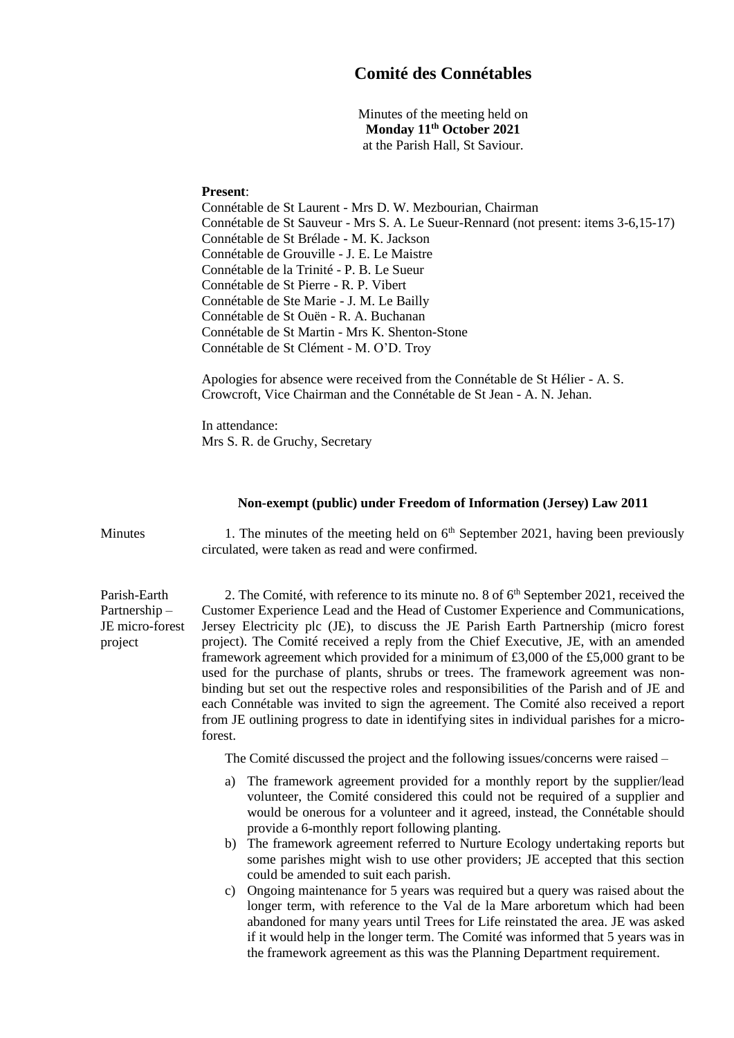# Comité des Connétables

Minutes of the meeting held on
**Monday 11th October 2021**
at the Parish Hall, St Saviour.

**Present**:
Connétable de St Laurent - Mrs D. W. Mezbourian, Chairman
Connétable de St Sauveur - Mrs S. A. Le Sueur-Rennard (not present: items 3-6,15-17)
Connétable de St Brélade - M. K. Jackson
Connétable de Grouville - J. E. Le Maistre
Connétable de la Trinité - P. B. Le Sueur
Connétable de St Pierre - R. P. Vibert
Connétable de Ste Marie - J. M. Le Bailly
Connétable de St Ouën - R. A. Buchanan
Connétable de St Martin - Mrs K. Shenton-Stone
Connétable de St Clément - M. O'D. Troy

Apologies for absence were received from the Connétable de St Hélier - A. S. Crowcroft, Vice Chairman and the Connétable de St Jean - A. N. Jehan.

In attendance:
Mrs S. R. de Gruchy, Secretary

**Non-exempt (public) under Freedom of Information (Jersey) Law 2011**

Minutes

1. The minutes of the meeting held on 6th September 2021, having been previously circulated, were taken as read and were confirmed.

Parish-Earth Partnership – JE micro-forest project

2. The Comité, with reference to its minute no. 8 of 6th September 2021, received the Customer Experience Lead and the Head of Customer Experience and Communications, Jersey Electricity plc (JE), to discuss the JE Parish Earth Partnership (micro forest project). The Comité received a reply from the Chief Executive, JE, with an amended framework agreement which provided for a minimum of £3,000 of the £5,000 grant to be used for the purchase of plants, shrubs or trees. The framework agreement was non-binding but set out the respective roles and responsibilities of the Parish and of JE and each Connétable was invited to sign the agreement. The Comité also received a report from JE outlining progress to date in identifying sites in individual parishes for a micro-forest.

The Comité discussed the project and the following issues/concerns were raised –

a) The framework agreement provided for a monthly report by the supplier/lead volunteer, the Comité considered this could not be required of a supplier and would be onerous for a volunteer and it agreed, instead, the Connétable should provide a 6-monthly report following planting.
b) The framework agreement referred to Nurture Ecology undertaking reports but some parishes might wish to use other providers; JE accepted that this section could be amended to suit each parish.
c) Ongoing maintenance for 5 years was required but a query was raised about the longer term, with reference to the Val de la Mare arboretum which had been abandoned for many years until Trees for Life reinstated the area. JE was asked if it would help in the longer term. The Comité was informed that 5 years was in the framework agreement as this was the Planning Department requirement.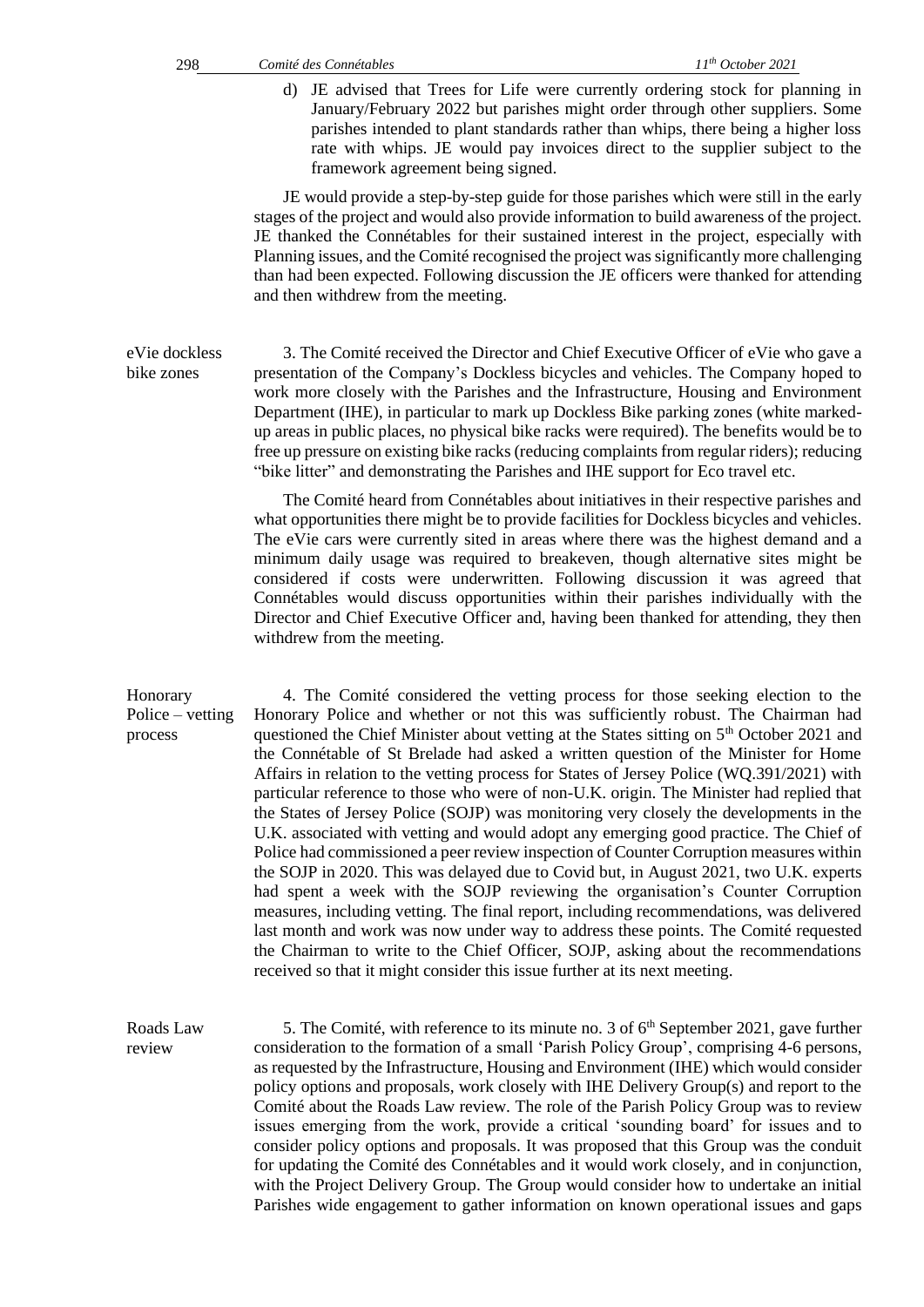d) JE advised that Trees for Life were currently ordering stock for planning in January/February 2022 but parishes might order through other suppliers. Some parishes intended to plant standards rather than whips, there being a higher loss rate with whips. JE would pay invoices direct to the supplier subject to the framework agreement being signed.

JE would provide a step-by-step guide for those parishes which were still in the early stages of the project and would also provide information to build awareness of the project. JE thanked the Connétables for their sustained interest in the project, especially with Planning issues, and the Comité recognised the project was significantly more challenging than had been expected. Following discussion the JE officers were thanked for attending and then withdrew from the meeting.

**eVie dockless bike zones**

3. The Comité received the Director and Chief Executive Officer of eVie who gave a presentation of the Company's Dockless bicycles and vehicles. The Company hoped to work more closely with the Parishes and the Infrastructure, Housing and Environment Department (IHE), in particular to mark up Dockless Bike parking zones (white marked-up areas in public places, no physical bike racks were required). The benefits would be to free up pressure on existing bike racks (reducing complaints from regular riders); reducing "bike litter" and demonstrating the Parishes and IHE support for Eco travel etc.

The Comité heard from Connétables about initiatives in their respective parishes and what opportunities there might be to provide facilities for Dockless bicycles and vehicles. The eVie cars were currently sited in areas where there was the highest demand and a minimum daily usage was required to breakeven, though alternative sites might be considered if costs were underwritten. Following discussion it was agreed that Connétables would discuss opportunities within their parishes individually with the Director and Chief Executive Officer and, having been thanked for attending, they then withdrew from the meeting.

**Honorary Police – vetting process**

4. The Comité considered the vetting process for those seeking election to the Honorary Police and whether or not this was sufficiently robust. The Chairman had questioned the Chief Minister about vetting at the States sitting on 5th October 2021 and the Connétable of St Brelade had asked a written question of the Minister for Home Affairs in relation to the vetting process for States of Jersey Police (WQ.391/2021) with particular reference to those who were of non-U.K. origin. The Minister had replied that the States of Jersey Police (SOJP) was monitoring very closely the developments in the U.K. associated with vetting and would adopt any emerging good practice. The Chief of Police had commissioned a peer review inspection of Counter Corruption measures within the SOJP in 2020. This was delayed due to Covid but, in August 2021, two U.K. experts had spent a week with the SOJP reviewing the organisation's Counter Corruption measures, including vetting. The final report, including recommendations, was delivered last month and work was now under way to address these points. The Comité requested the Chairman to write to the Chief Officer, SOJP, asking about the recommendations received so that it might consider this issue further at its next meeting.

**Roads Law review**

5. The Comité, with reference to its minute no. 3 of 6th September 2021, gave further consideration to the formation of a small 'Parish Policy Group', comprising 4-6 persons, as requested by the Infrastructure, Housing and Environment (IHE) which would consider policy options and proposals, work closely with IHE Delivery Group(s) and report to the Comité about the Roads Law review. The role of the Parish Policy Group was to review issues emerging from the work, provide a critical 'sounding board' for issues and to consider policy options and proposals. It was proposed that this Group was the conduit for updating the Comité des Connétables and it would work closely, and in conjunction, with the Project Delivery Group. The Group would consider how to undertake an initial Parishes wide engagement to gather information on known operational issues and gaps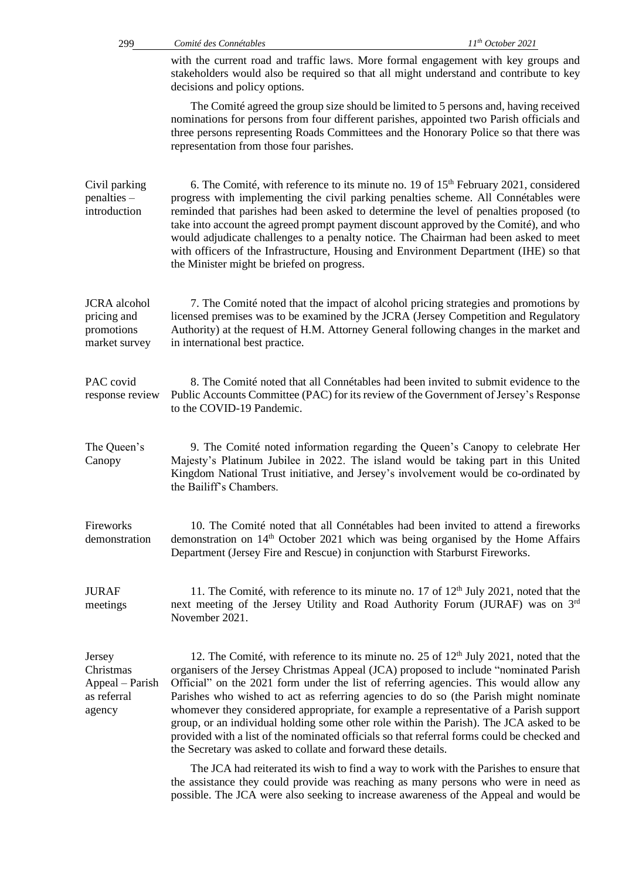with the current road and traffic laws. More formal engagement with key groups and stakeholders would also be required so that all might understand and contribute to key decisions and policy options.

The Comité agreed the group size should be limited to 5 persons and, having received nominations for persons from four different parishes, appointed two Parish officials and three persons representing Roads Committees and the Honorary Police so that there was representation from those four parishes.

**Civil parking penalties – introduction**

6. The Comité, with reference to its minute no. 19 of 15th February 2021, considered progress with implementing the civil parking penalties scheme. All Connétables were reminded that parishes had been asked to determine the level of penalties proposed (to take into account the agreed prompt payment discount approved by the Comité), and who would adjudicate challenges to a penalty notice. The Chairman had been asked to meet with officers of the Infrastructure, Housing and Environment Department (IHE) so that the Minister might be briefed on progress.

**JCRA alcohol pricing and promotions market survey**

7. The Comité noted that the impact of alcohol pricing strategies and promotions by licensed premises was to be examined by the JCRA (Jersey Competition and Regulatory Authority) at the request of H.M. Attorney General following changes in the market and in international best practice.

**PAC covid response review**

8. The Comité noted that all Connétables had been invited to submit evidence to the Public Accounts Committee (PAC) for its review of the Government of Jersey's Response to the COVID-19 Pandemic.

**The Queen's Canopy**

9. The Comité noted information regarding the Queen's Canopy to celebrate Her Majesty's Platinum Jubilee in 2022. The island would be taking part in this United Kingdom National Trust initiative, and Jersey's involvement would be co-ordinated by the Bailiff's Chambers.

**Fireworks demonstration**

10. The Comité noted that all Connétables had been invited to attend a fireworks demonstration on 14th October 2021 which was being organised by the Home Affairs Department (Jersey Fire and Rescue) in conjunction with Starburst Fireworks.

**JURAF meetings**

11. The Comité, with reference to its minute no. 17 of 12th July 2021, noted that the next meeting of the Jersey Utility and Road Authority Forum (JURAF) was on 3rd November 2021.

**Jersey Christmas Appeal – Parish as referral agency**

12. The Comité, with reference to its minute no. 25 of 12th July 2021, noted that the organisers of the Jersey Christmas Appeal (JCA) proposed to include "nominated Parish Official" on the 2021 form under the list of referring agencies. This would allow any Parishes who wished to act as referring agencies to do so (the Parish might nominate whomever they considered appropriate, for example a representative of a Parish support group, or an individual holding some other role within the Parish). The JCA asked to be provided with a list of the nominated officials so that referral forms could be checked and the Secretary was asked to collate and forward these details.

The JCA had reiterated its wish to find a way to work with the Parishes to ensure that the assistance they could provide was reaching as many persons who were in need as possible. The JCA were also seeking to increase awareness of the Appeal and would be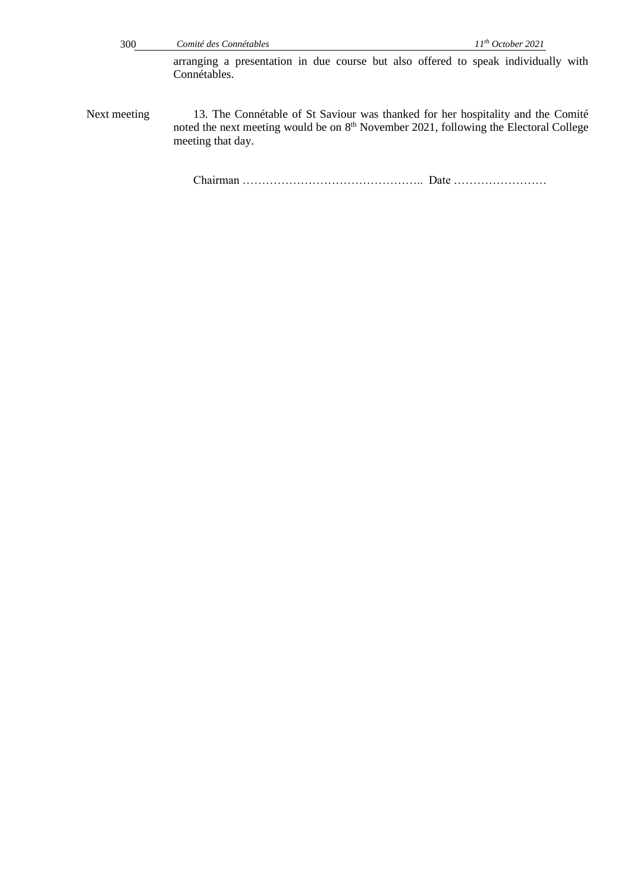arranging a presentation in due course but also offered to speak individually with Connétables.

Next meeting

13. The Connétable of St Saviour was thanked for her hospitality and the Comité noted the next meeting would be on 8th November 2021, following the Electoral College meeting that day.

Chairman ……………………………………….. Date ……………………